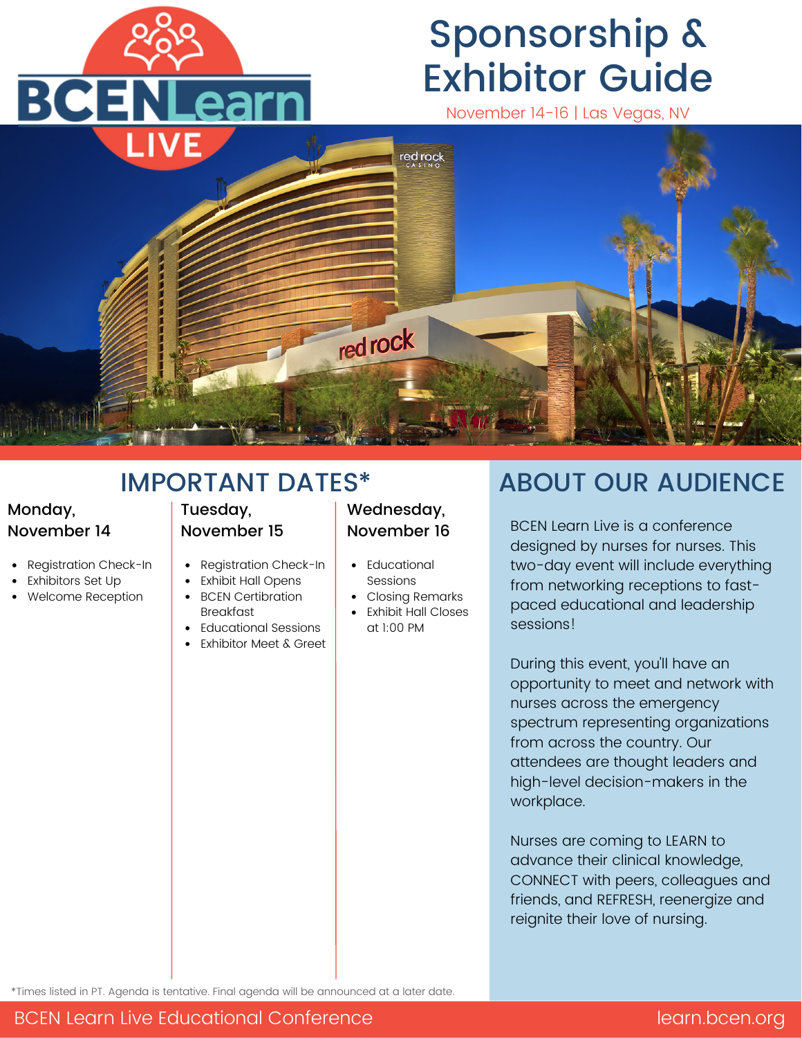BCENLearn LIVE

# Sponsorship & Exhibitor Guide

November 14-16 | Las Vegas, NV

## IMPORTANT DATES*

### Monday, November 14

- Registration Check-In
- Exhibitors Set Up
- Welcome Reception

### Tuesday, November 15

- Registration Check-In
- Exhibit Hall Opens
- BCEN Certibration Breakfast
- Educational Sessions
- Exhibitor Meet & Greet

### Wednesday, November 16

- Educational Sessions
- Closing Remarks
- Exhibit Hall Closes at 1:00 PM

*Times listed in PT. Agenda is tentative. Final agenda will be announced at a later date.

## ABOUT OUR AUDIENCE

BCEN Learn Live is a conference designed by nurses for nurses. This two-day event will include everything from networking receptions to fast-paced educational and leadership sessions!

During this event, you'll have an opportunity to meet and network with nurses across the emergency spectrum representing organizations from across the country. Our attendees are thought leaders and high-level decision-makers in the workplace.

Nurses are coming to LEARN to advance their clinical knowledge, CONNECT with peers, colleagues and friends, and REFRESH, reenergize and reignite their love of nursing.

BCEN Learn Live Educational Conference learn.bcen.org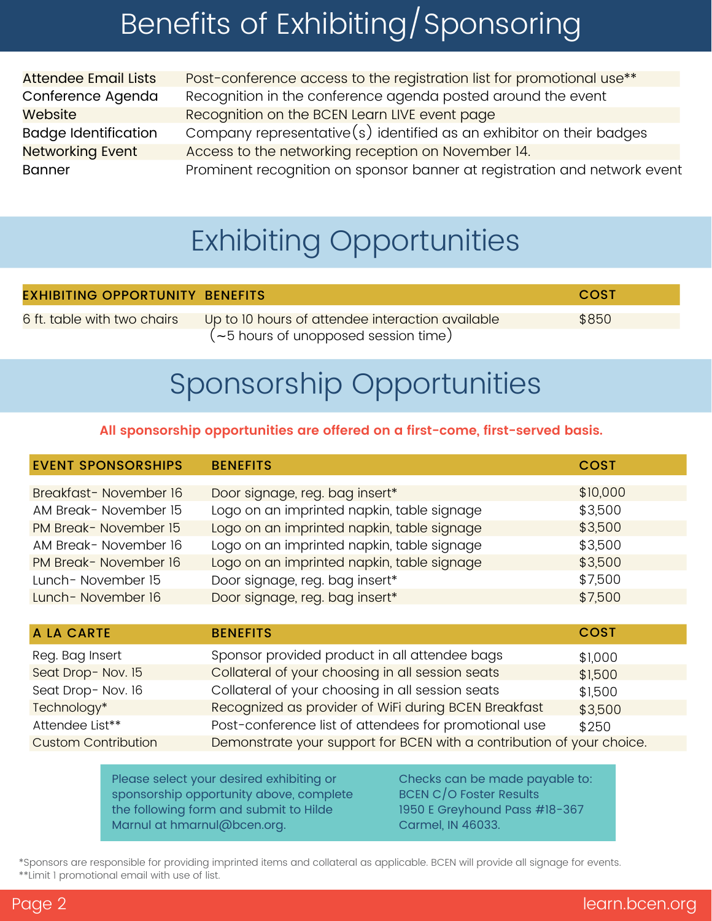# Benefits of Exhibiting/Sponsoring

| | |
|---|---|
| Attendee Email Lists | Post-conference access to the registration list for promotional use** |
| Conference Agenda | Recognition in the conference agenda posted around the event |
| Website | Recognition on the BCEN Learn LIVE event page |
| Badge Identification | Company representative(s) identified as an exhibitor on their badges |
| Networking Event | Access to the networking reception on November 14. |
| Banner | Prominent recognition on sponsor banner at registration and network event |

# Exhibiting Opportunities

| EXHIBITING OPPORTUNITY | BENEFITS | COST |
|---|---|---|
| 6 ft. table with two chairs | Up to 10 hours of attendee interaction available (~5 hours of unopposed session time) | $850 |

# Sponsorship Opportunities

**All sponsorship opportunities are offered on a first-come, first-served basis.**

| EVENT SPONSORSHIPS | BENEFITS | COST |
|---|---|---|
| Breakfast- November 16 | Door signage, reg. bag insert* | $10,000 |
| AM Break- November 15 | Logo on an imprinted napkin, table signage | $3,500 |
| PM Break- November 15 | Logo on an imprinted napkin, table signage | $3,500 |
| AM Break- November 16 | Logo on an imprinted napkin, table signage | $3,500 |
| PM Break- November 16 | Logo on an imprinted napkin, table signage | $3,500 |
| Lunch- November 15 | Door signage, reg. bag insert* | $7,500 |
| Lunch- November 16 | Door signage, reg. bag insert* | $7,500 |

| A LA CARTE | BENEFITS | COST |
|---|---|---|
| Reg. Bag Insert | Sponsor provided product in all attendee bags | $1,000 |
| Seat Drop- Nov. 15 | Collateral of your choosing in all session seats | $1,500 |
| Seat Drop- Nov. 16 | Collateral of your choosing in all session seats | $1,500 |
| Technology* | Recognized as provider of WiFi during BCEN Breakfast | $3,500 |
| Attendee List** | Post-conference list of attendees for promotional use | $250 |
| Custom Contribution | Demonstrate your support for BCEN with a contribution of your choice. | |

Please select your desired exhibiting or sponsorship opportunity above, complete the following form and submit to Hilde Marnul at hmarnul@bcen.org.

Checks can be made payable to:
BCEN C/O Foster Results
1950 E Greyhound Pass #18-367
Carmel, IN 46033.

*Sponsors are responsible for providing imprinted items and collateral as applicable. BCEN will provide all signage for events.
**Limit 1 promotional email with use of list.

learn.bcen.org